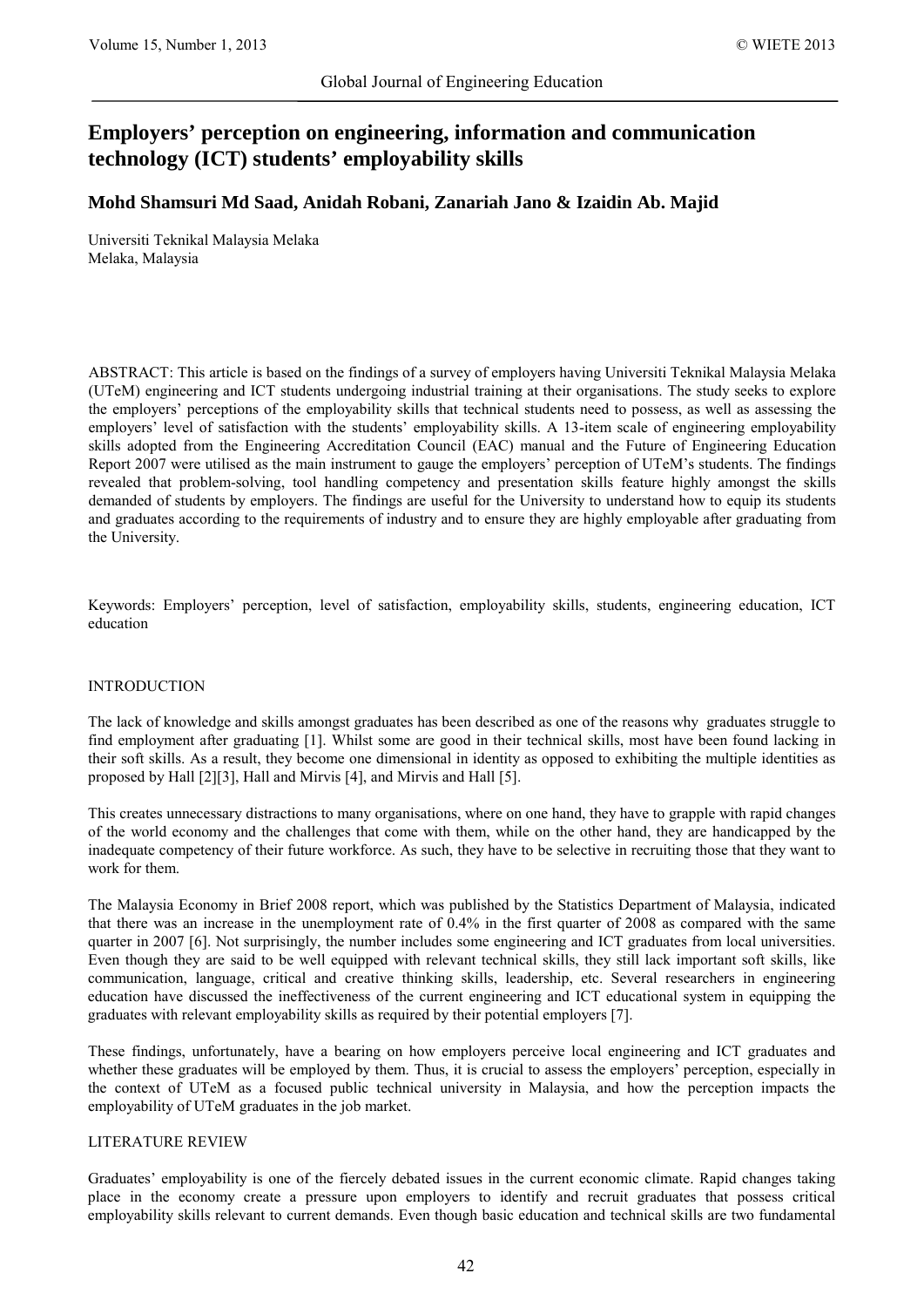# Employers' perception on engineering, information and communication technology (ICT) students' employability skills

**Mohd Shamsuri Md Saad, Anidah Robani, Zanariah Jano & Izaidin Ab. Majid**

Universiti Teknikal Malaysia Melaka
Melaka, Malaysia

ABSTRACT: This article is based on the findings of a survey of employers having Universiti Teknikal Malaysia Melaka (UTeM) engineering and ICT students undergoing industrial training at their organisations. The study seeks to explore the employers' perceptions of the employability skills that technical students need to possess, as well as assessing the employers' level of satisfaction with the students' employability skills. A 13-item scale of engineering employability skills adopted from the Engineering Accreditation Council (EAC) manual and the Future of Engineering Education Report 2007 were utilised as the main instrument to gauge the employers' perception of UTeM's students. The findings revealed that problem-solving, tool handling competency and presentation skills feature highly amongst the skills demanded of students by employers. The findings are useful for the University to understand how to equip its students and graduates according to the requirements of industry and to ensure they are highly employable after graduating from the University.

Keywords: Employers' perception, level of satisfaction, employability skills, students, engineering education, ICT education

## INTRODUCTION

The lack of knowledge and skills amongst graduates has been described as one of the reasons why graduates struggle to find employment after graduating [1]. Whilst some are good in their technical skills, most have been found lacking in their soft skills. As a result, they become one dimensional in identity as opposed to exhibiting the multiple identities as proposed by Hall [2][3], Hall and Mirvis [4], and Mirvis and Hall [5].

This creates unnecessary distractions to many organisations, where on one hand, they have to grapple with rapid changes of the world economy and the challenges that come with them, while on the other hand, they are handicapped by the inadequate competency of their future workforce. As such, they have to be selective in recruiting those that they want to work for them.

The Malaysia Economy in Brief 2008 report, which was published by the Statistics Department of Malaysia, indicated that there was an increase in the unemployment rate of 0.4% in the first quarter of 2008 as compared with the same quarter in 2007 [6]. Not surprisingly, the number includes some engineering and ICT graduates from local universities. Even though they are said to be well equipped with relevant technical skills, they still lack important soft skills, like communication, language, critical and creative thinking skills, leadership, etc. Several researchers in engineering education have discussed the ineffectiveness of the current engineering and ICT educational system in equipping the graduates with relevant employability skills as required by their potential employers [7].

These findings, unfortunately, have a bearing on how employers perceive local engineering and ICT graduates and whether these graduates will be employed by them. Thus, it is crucial to assess the employers' perception, especially in the context of UTeM as a focused public technical university in Malaysia, and how the perception impacts the employability of UTeM graduates in the job market.

## LITERATURE REVIEW

Graduates' employability is one of the fiercely debated issues in the current economic climate. Rapid changes taking place in the economy create a pressure upon employers to identify and recruit graduates that possess critical employability skills relevant to current demands. Even though basic education and technical skills are two fundamental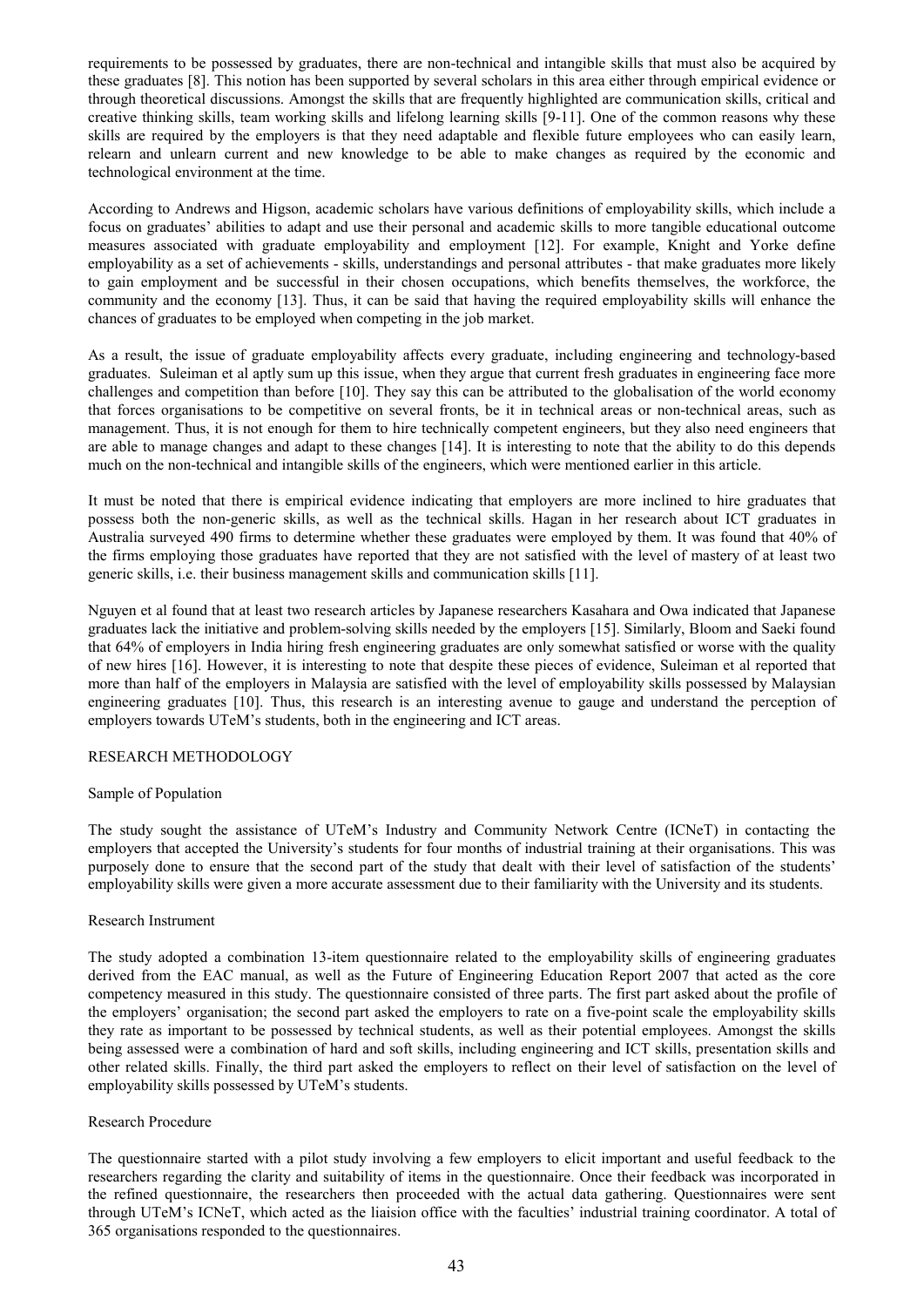requirements to be possessed by graduates, there are non-technical and intangible skills that must also be acquired by these graduates [8]. This notion has been supported by several scholars in this area either through empirical evidence or through theoretical discussions. Amongst the skills that are frequently highlighted are communication skills, critical and creative thinking skills, team working skills and lifelong learning skills [9-11]. One of the common reasons why these skills are required by the employers is that they need adaptable and flexible future employees who can easily learn, relearn and unlearn current and new knowledge to be able to make changes as required by the economic and technological environment at the time.

According to Andrews and Higson, academic scholars have various definitions of employability skills, which include a focus on graduates' abilities to adapt and use their personal and academic skills to more tangible educational outcome measures associated with graduate employability and employment [12]. For example, Knight and Yorke define employability as a set of achievements - skills, understandings and personal attributes - that make graduates more likely to gain employment and be successful in their chosen occupations, which benefits themselves, the workforce, the community and the economy [13]. Thus, it can be said that having the required employability skills will enhance the chances of graduates to be employed when competing in the job market.

As a result, the issue of graduate employability affects every graduate, including engineering and technology-based graduates. Suleiman et al aptly sum up this issue, when they argue that current fresh graduates in engineering face more challenges and competition than before [10]. They say this can be attributed to the globalisation of the world economy that forces organisations to be competitive on several fronts, be it in technical areas or non-technical areas, such as management. Thus, it is not enough for them to hire technically competent engineers, but they also need engineers that are able to manage changes and adapt to these changes [14]. It is interesting to note that the ability to do this depends much on the non-technical and intangible skills of the engineers, which were mentioned earlier in this article.

It must be noted that there is empirical evidence indicating that employers are more inclined to hire graduates that possess both the non-generic skills, as well as the technical skills. Hagan in her research about ICT graduates in Australia surveyed 490 firms to determine whether these graduates were employed by them. It was found that 40% of the firms employing those graduates have reported that they are not satisfied with the level of mastery of at least two generic skills, i.e. their business management skills and communication skills [11].

Nguyen et al found that at least two research articles by Japanese researchers Kasahara and Owa indicated that Japanese graduates lack the initiative and problem-solving skills needed by the employers [15]. Similarly, Bloom and Saeki found that 64% of employers in India hiring fresh engineering graduates are only somewhat satisfied or worse with the quality of new hires [16]. However, it is interesting to note that despite these pieces of evidence, Suleiman et al reported that more than half of the employers in Malaysia are satisfied with the level of employability skills possessed by Malaysian engineering graduates [10]. Thus, this research is an interesting avenue to gauge and understand the perception of employers towards UTeM's students, both in the engineering and ICT areas.

## RESEARCH METHODOLOGY

### Sample of Population

The study sought the assistance of UTeM's Industry and Community Network Centre (ICNeT) in contacting the employers that accepted the University's students for four months of industrial training at their organisations. This was purposely done to ensure that the second part of the study that dealt with their level of satisfaction of the students' employability skills were given a more accurate assessment due to their familiarity with the University and its students.

### Research Instrument

The study adopted a combination 13-item questionnaire related to the employability skills of engineering graduates derived from the EAC manual, as well as the Future of Engineering Education Report 2007 that acted as the core competency measured in this study. The questionnaire consisted of three parts. The first part asked about the profile of the employers' organisation; the second part asked the employers to rate on a five-point scale the employability skills they rate as important to be possessed by technical students, as well as their potential employees. Amongst the skills being assessed were a combination of hard and soft skills, including engineering and ICT skills, presentation skills and other related skills. Finally, the third part asked the employers to reflect on their level of satisfaction on the level of employability skills possessed by UTeM's students.

### Research Procedure

The questionnaire started with a pilot study involving a few employers to elicit important and useful feedback to the researchers regarding the clarity and suitability of items in the questionnaire. Once their feedback was incorporated in the refined questionnaire, the researchers then proceeded with the actual data gathering. Questionnaires were sent through UTeM's ICNeT, which acted as the liaision office with the faculties' industrial training coordinator. A total of 365 organisations responded to the questionnaires.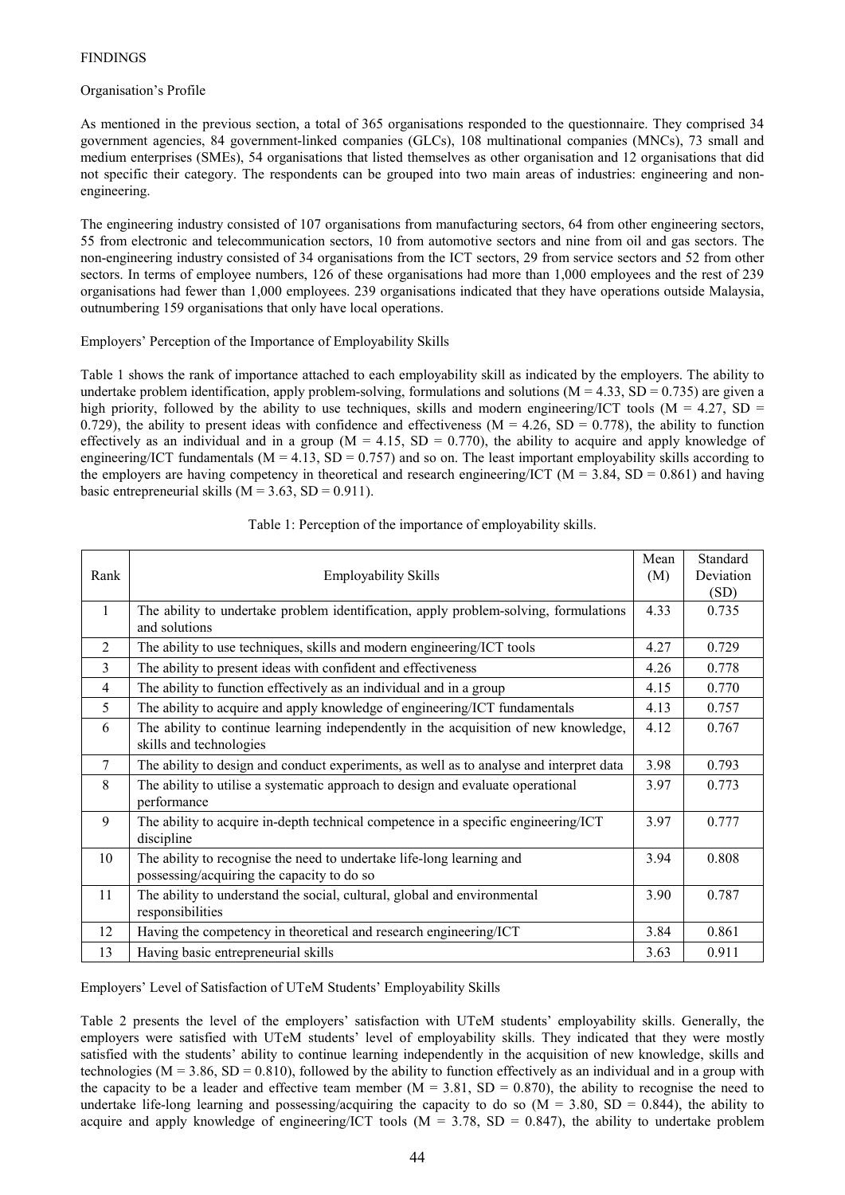## FINDINGS

### Organisation's Profile

As mentioned in the previous section, a total of 365 organisations responded to the questionnaire. They comprised 34 government agencies, 84 government-linked companies (GLCs), 108 multinational companies (MNCs), 73 small and medium enterprises (SMEs), 54 organisations that listed themselves as other organisation and 12 organisations that did not specific their category. The respondents can be grouped into two main areas of industries: engineering and non-engineering.

The engineering industry consisted of 107 organisations from manufacturing sectors, 64 from other engineering sectors, 55 from electronic and telecommunication sectors, 10 from automotive sectors and nine from oil and gas sectors. The non-engineering industry consisted of 34 organisations from the ICT sectors, 29 from service sectors and 52 from other sectors. In terms of employee numbers, 126 of these organisations had more than 1,000 employees and the rest of 239 organisations had fewer than 1,000 employees. 239 organisations indicated that they have operations outside Malaysia, outnumbering 159 organisations that only have local operations.

### Employers' Perception of the Importance of Employability Skills

Table 1 shows the rank of importance attached to each employability skill as indicated by the employers. The ability to undertake problem identification, apply problem-solving, formulations and solutions (M = 4.33, SD = 0.735) are given a high priority, followed by the ability to use techniques, skills and modern engineering/ICT tools (M = 4.27, SD = 0.729), the ability to present ideas with confidence and effectiveness (M = 4.26, SD = 0.778), the ability to function effectively as an individual and in a group (M = 4.15, SD = 0.770), the ability to acquire and apply knowledge of engineering/ICT fundamentals (M = 4.13, SD = 0.757) and so on. The least important employability skills according to the employers are having competency in theoretical and research engineering/ICT (M = 3.84, SD = 0.861) and having basic entrepreneurial skills (M = 3.63, SD = 0.911).

Table 1: Perception of the importance of employability skills.

| Rank | Employability Skills | Mean (M) | Standard Deviation (SD) |
|---|---|---|---|
| 1 | The ability to undertake problem identification, apply problem-solving, formulations and solutions | 4.33 | 0.735 |
| 2 | The ability to use techniques, skills and modern engineering/ICT tools | 4.27 | 0.729 |
| 3 | The ability to present ideas with confident and effectiveness | 4.26 | 0.778 |
| 4 | The ability to function effectively as an individual and in a group | 4.15 | 0.770 |
| 5 | The ability to acquire and apply knowledge of engineering/ICT fundamentals | 4.13 | 0.757 |
| 6 | The ability to continue learning independently in the acquisition of new knowledge, skills and technologies | 4.12 | 0.767 |
| 7 | The ability to design and conduct experiments, as well as to analyse and interpret data | 3.98 | 0.793 |
| 8 | The ability to utilise a systematic approach to design and evaluate operational performance | 3.97 | 0.773 |
| 9 | The ability to acquire in-depth technical competence in a specific engineering/ICT discipline | 3.97 | 0.777 |
| 10 | The ability to recognise the need to undertake life-long learning and possessing/acquiring the capacity to do so | 3.94 | 0.808 |
| 11 | The ability to understand the social, cultural, global and environmental responsibilities | 3.90 | 0.787 |
| 12 | Having the competency in theoretical and research engineering/ICT | 3.84 | 0.861 |
| 13 | Having basic entrepreneurial skills | 3.63 | 0.911 |

### Employers' Level of Satisfaction of UTeM Students' Employability Skills

Table 2 presents the level of the employers' satisfaction with UTeM students' employability skills. Generally, the employers were satisfied with UTeM students' level of employability skills. They indicated that they were mostly satisfied with the students' ability to continue learning independently in the acquisition of new knowledge, skills and technologies (M = 3.86, SD = 0.810), followed by the ability to function effectively as an individual and in a group with the capacity to be a leader and effective team member (M = 3.81, SD = 0.870), the ability to recognise the need to undertake life-long learning and possessing/acquiring the capacity to do so (M = 3.80, SD = 0.844), the ability to acquire and apply knowledge of engineering/ICT tools (M = 3.78, SD = 0.847), the ability to undertake problem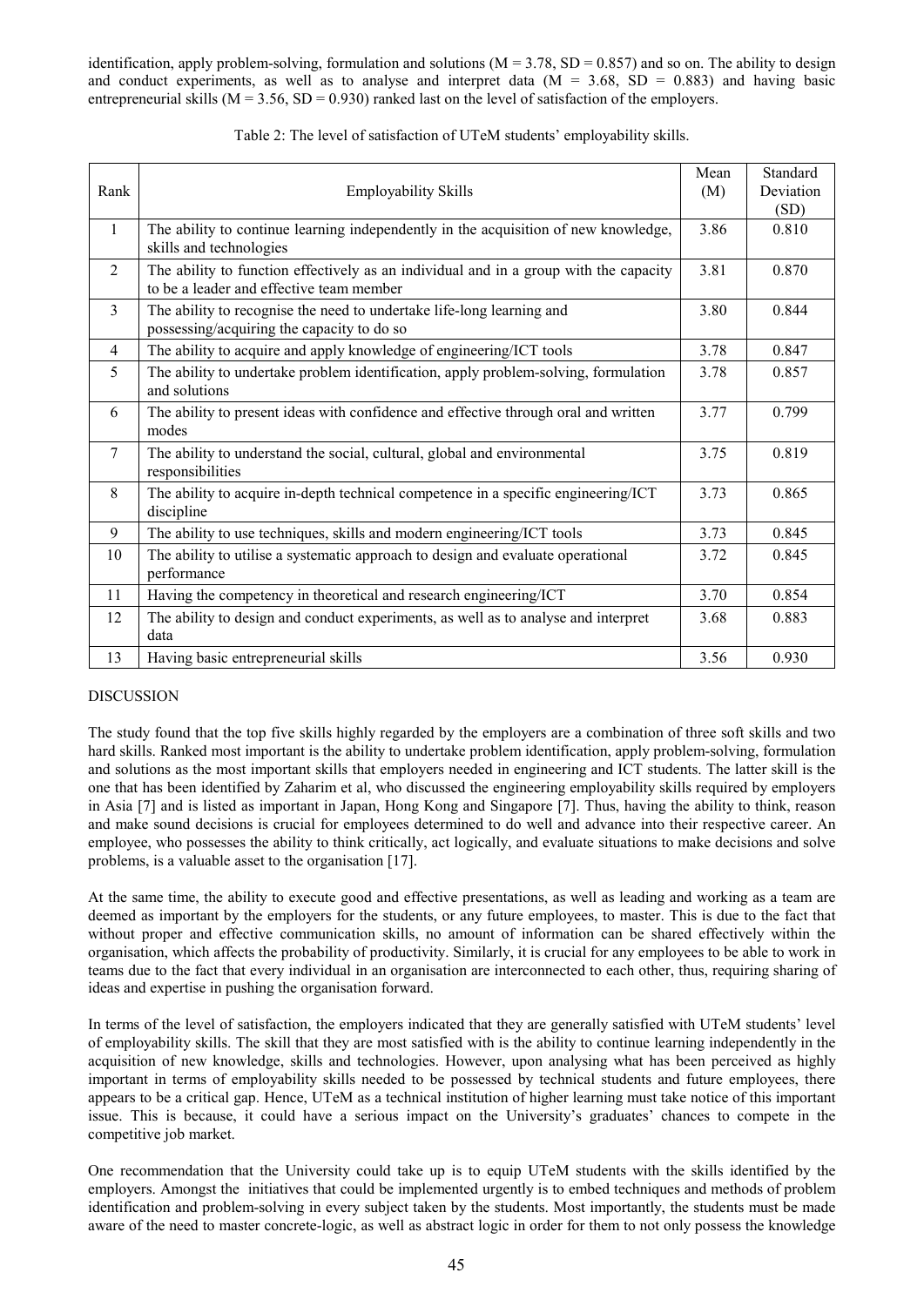identification, apply problem-solving, formulation and solutions (M = 3.78, SD = 0.857) and so on. The ability to design and conduct experiments, as well as to analyse and interpret data (M = 3.68, SD = 0.883) and having basic entrepreneurial skills (M = 3.56, SD = 0.930) ranked last on the level of satisfaction of the employers.

Table 2: The level of satisfaction of UTeM students' employability skills.

| Rank | Employability Skills | Mean (M) | Standard Deviation (SD) |
|---|---|---|---|
| 1 | The ability to continue learning independently in the acquisition of new knowledge, skills and technologies | 3.86 | 0.810 |
| 2 | The ability to function effectively as an individual and in a group with the capacity to be a leader and effective team member | 3.81 | 0.870 |
| 3 | The ability to recognise the need to undertake life-long learning and possessing/acquiring the capacity to do so | 3.80 | 0.844 |
| 4 | The ability to acquire and apply knowledge of engineering/ICT tools | 3.78 | 0.847 |
| 5 | The ability to undertake problem identification, apply problem-solving, formulation and solutions | 3.78 | 0.857 |
| 6 | The ability to present ideas with confidence and effective through oral and written modes | 3.77 | 0.799 |
| 7 | The ability to understand the social, cultural, global and environmental responsibilities | 3.75 | 0.819 |
| 8 | The ability to acquire in-depth technical competence in a specific engineering/ICT discipline | 3.73 | 0.865 |
| 9 | The ability to use techniques, skills and modern engineering/ICT tools | 3.73 | 0.845 |
| 10 | The ability to utilise a systematic approach to design and evaluate operational performance | 3.72 | 0.845 |
| 11 | Having the competency in theoretical and research engineering/ICT | 3.70 | 0.854 |
| 12 | The ability to design and conduct experiments, as well as to analyse and interpret data | 3.68 | 0.883 |
| 13 | Having basic entrepreneurial skills | 3.56 | 0.930 |

## DISCUSSION

The study found that the top five skills highly regarded by the employers are a combination of three soft skills and two hard skills. Ranked most important is the ability to undertake problem identification, apply problem-solving, formulation and solutions as the most important skills that employers needed in engineering and ICT students. The latter skill is the one that has been identified by Zaharim et al, who discussed the engineering employability skills required by employers in Asia [7] and is listed as important in Japan, Hong Kong and Singapore [7]. Thus, having the ability to think, reason and make sound decisions is crucial for employees determined to do well and advance into their respective career. An employee, who possesses the ability to think critically, act logically, and evaluate situations to make decisions and solve problems, is a valuable asset to the organisation [17].

At the same time, the ability to execute good and effective presentations, as well as leading and working as a team are deemed as important by the employers for the students, or any future employees, to master. This is due to the fact that without proper and effective communication skills, no amount of information can be shared effectively within the organisation, which affects the probability of productivity. Similarly, it is crucial for any employees to be able to work in teams due to the fact that every individual in an organisation are interconnected to each other, thus, requiring sharing of ideas and expertise in pushing the organisation forward.

In terms of the level of satisfaction, the employers indicated that they are generally satisfied with UTeM students' level of employability skills. The skill that they are most satisfied with is the ability to continue learning independently in the acquisition of new knowledge, skills and technologies. However, upon analysing what has been perceived as highly important in terms of employability skills needed to be possessed by technical students and future employees, there appears to be a critical gap. Hence, UTeM as a technical institution of higher learning must take notice of this important issue. This is because, it could have a serious impact on the University's graduates' chances to compete in the competitive job market.

One recommendation that the University could take up is to equip UTeM students with the skills identified by the employers. Amongst the initiatives that could be implemented urgently is to embed techniques and methods of problem identification and problem-solving in every subject taken by the students. Most importantly, the students must be made aware of the need to master concrete-logic, as well as abstract logic in order for them to not only possess the knowledge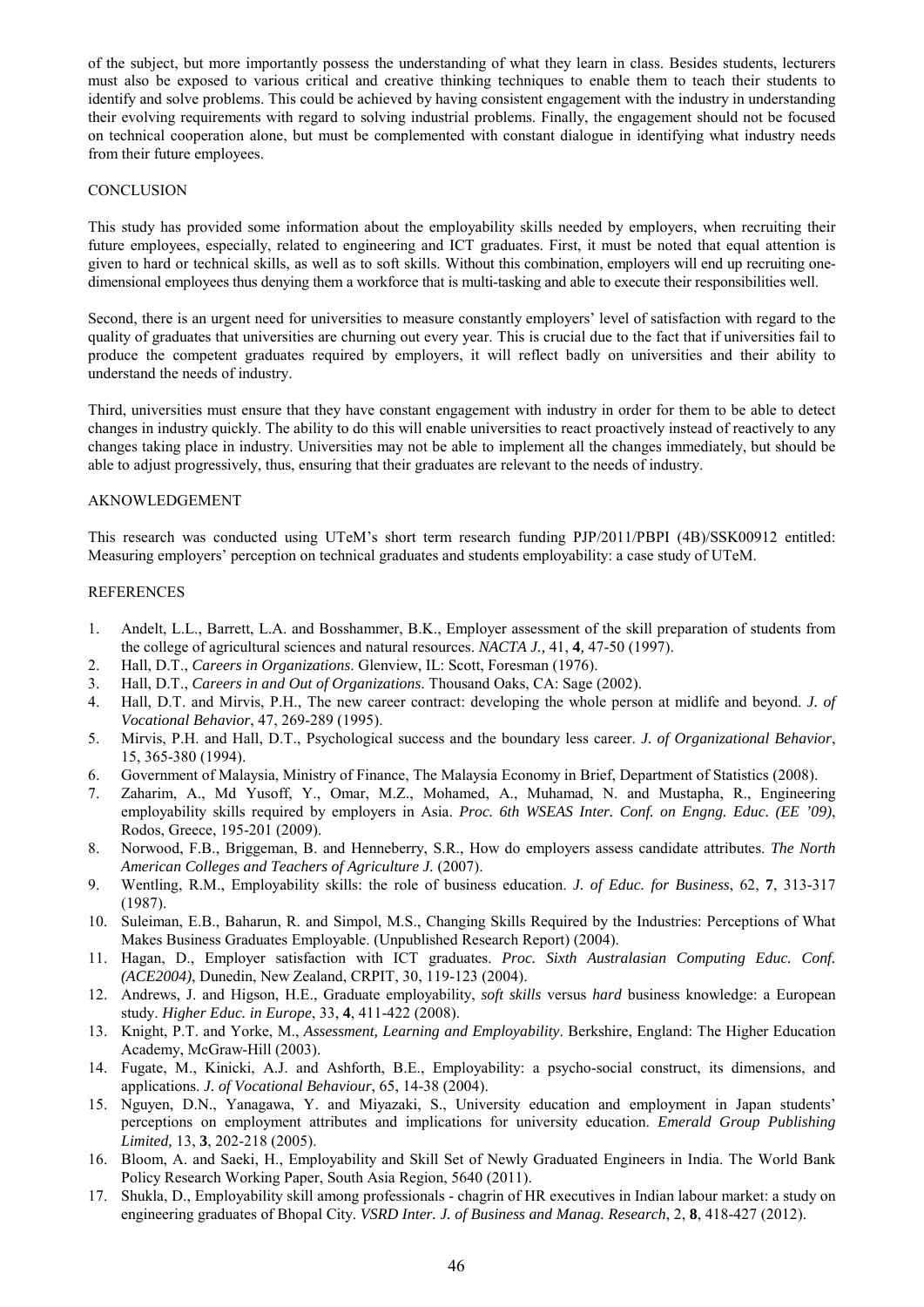of the subject, but more importantly possess the understanding of what they learn in class. Besides students, lecturers must also be exposed to various critical and creative thinking techniques to enable them to teach their students to identify and solve problems. This could be achieved by having consistent engagement with the industry in understanding their evolving requirements with regard to solving industrial problems. Finally, the engagement should not be focused on technical cooperation alone, but must be complemented with constant dialogue in identifying what industry needs from their future employees.

## CONCLUSION

This study has provided some information about the employability skills needed by employers, when recruiting their future employees, especially, related to engineering and ICT graduates. First, it must be noted that equal attention is given to hard or technical skills, as well as to soft skills. Without this combination, employers will end up recruiting one-dimensional employees thus denying them a workforce that is multi-tasking and able to execute their responsibilities well.

Second, there is an urgent need for universities to measure constantly employers' level of satisfaction with regard to the quality of graduates that universities are churning out every year. This is crucial due to the fact that if universities fail to produce the competent graduates required by employers, it will reflect badly on universities and their ability to understand the needs of industry.

Third, universities must ensure that they have constant engagement with industry in order for them to be able to detect changes in industry quickly. The ability to do this will enable universities to react proactively instead of reactively to any changes taking place in industry. Universities may not be able to implement all the changes immediately, but should be able to adjust progressively, thus, ensuring that their graduates are relevant to the needs of industry.

## AKNOWLEDGEMENT

This research was conducted using UTeM's short term research funding PJP/2011/PBPI (4B)/SSK00912 entitled: Measuring employers' perception on technical graduates and students employability: a case study of UTeM.

## REFERENCES

1. Andelt, L.L., Barrett, L.A. and Bosshammer, B.K., Employer assessment of the skill preparation of students from the college of agricultural sciences and natural resources. *NACTA J.,* 41, **4**, 47-50 (1997).
2. Hall, D.T., *Careers in Organizations*. Glenview, IL: Scott, Foresman (1976).
3. Hall, D.T., *Careers in and Out of Organizations*. Thousand Oaks, CA: Sage (2002).
4. Hall, D.T. and Mirvis, P.H., The new career contract: developing the whole person at midlife and beyond. *J. of Vocational Behavior*, 47, 269-289 (1995).
5. Mirvis, P.H. and Hall, D.T., Psychological success and the boundary less career. *J. of Organizational Behavior*, 15, 365-380 (1994).
6. Government of Malaysia, Ministry of Finance, The Malaysia Economy in Brief, Department of Statistics (2008).
7. Zaharim, A., Md Yusoff, Y., Omar, M.Z., Mohamed, A., Muhamad, N. and Mustapha, R., Engineering employability skills required by employers in Asia. *Proc. 6th WSEAS Inter. Conf. on Engng. Educ. (EE '09)*, Rodos, Greece, 195-201 (2009).
8. Norwood, F.B., Briggeman, B. and Henneberry, S.R., How do employers assess candidate attributes. *The North American Colleges and Teachers of Agriculture J.* (2007).
9. Wentling, R.M., Employability skills: the role of business education. *J. of Educ. for Business*, 62, **7**, 313-317 (1987).
10. Suleiman, E.B., Baharun, R. and Simpol, M.S., Changing Skills Required by the Industries: Perceptions of What Makes Business Graduates Employable. (Unpublished Research Report) (2004).
11. Hagan, D., Employer satisfaction with ICT graduates. *Proc. Sixth Australasian Computing Educ. Conf. (ACE2004)*, Dunedin, New Zealand, CRPIT, 30, 119-123 (2004).
12. Andrews, J. and Higson, H.E., Graduate employability, *soft skills* versus *hard* business knowledge: a European study. *Higher Educ. in Europe*, 33, **4**, 411-422 (2008).
13. Knight, P.T. and Yorke, M., *Assessment, Learning and Employability*. Berkshire, England: The Higher Education Academy, McGraw-Hill (2003).
14. Fugate, M., Kinicki, A.J. and Ashforth, B.E., Employability: a psycho-social construct, its dimensions, and applications. *J. of Vocational Behaviour*, 65, 14-38 (2004).
15. Nguyen, D.N., Yanagawa, Y. and Miyazaki, S., University education and employment in Japan students' perceptions on employment attributes and implications for university education. *Emerald Group Publishing Limited,* 13, **3**, 202-218 (2005).
16. Bloom, A. and Saeki, H., Employability and Skill Set of Newly Graduated Engineers in India. The World Bank Policy Research Working Paper, South Asia Region, 5640 (2011).
17. Shukla, D., Employability skill among professionals - chagrin of HR executives in Indian labour market: a study on engineering graduates of Bhopal City. *VSRD Inter. J. of Business and Manag. Research*, 2, **8**, 418-427 (2012).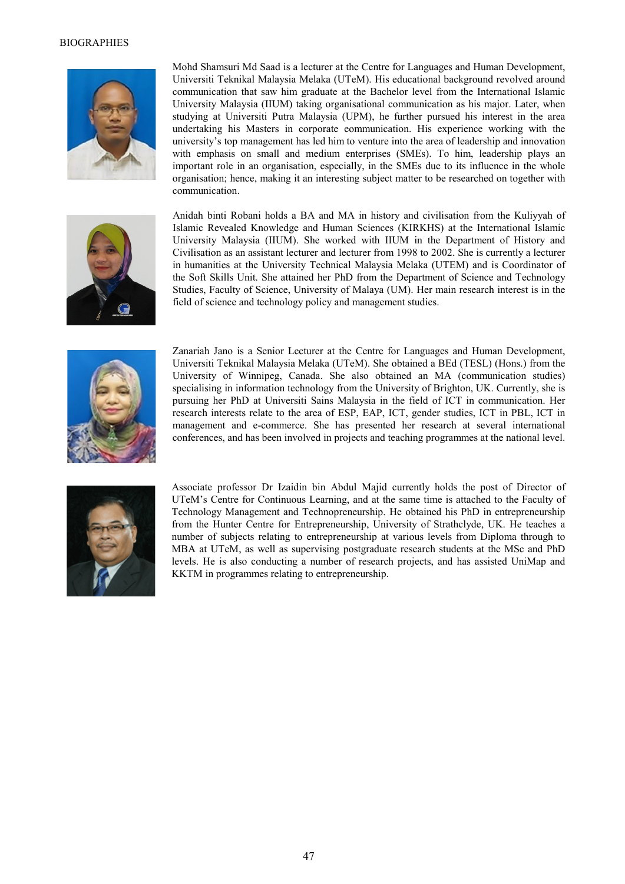BIOGRAPHIES

Mohd Shamsuri Md Saad is a lecturer at the Centre for Languages and Human Development, Universiti Teknikal Malaysia Melaka (UTeM). His educational background revolved around communication that saw him graduate at the Bachelor level from the International Islamic University Malaysia (IIUM) taking organisational communication as his major. Later, when studying at Universiti Putra Malaysia (UPM), he further pursued his interest in the area undertaking his Masters in corporate communication. His experience working with the university's top management has led him to venture into the area of leadership and innovation with emphasis on small and medium enterprises (SMEs). To him, leadership plays an important role in an organisation, especially, in the SMEs due to its influence in the whole organisation; hence, making it an interesting subject matter to be researched on together with communication.

Anidah binti Robani holds a BA and MA in history and civilisation from the Kuliyyah of Islamic Revealed Knowledge and Human Sciences (KIRKHS) at the International Islamic University Malaysia (IIUM). She worked with IIUM in the Department of History and Civilisation as an assistant lecturer and lecturer from 1998 to 2002. She is currently a lecturer in humanities at the University Technical Malaysia Melaka (UTEM) and is Coordinator of the Soft Skills Unit. She attained her PhD from the Department of Science and Technology Studies, Faculty of Science, University of Malaya (UM). Her main research interest is in the field of science and technology policy and management studies.

Zanariah Jano is a Senior Lecturer at the Centre for Languages and Human Development, Universiti Teknikal Malaysia Melaka (UTeM). She obtained a BEd (TESL) (Hons.) from the University of Winnipeg, Canada. She also obtained an MA (communication studies) specialising in information technology from the University of Brighton, UK. Currently, she is pursuing her PhD at Universiti Sains Malaysia in the field of ICT in communication. Her research interests relate to the area of ESP, EAP, ICT, gender studies, ICT in PBL, ICT in management and e-commerce. She has presented her research at several international conferences, and has been involved in projects and teaching programmes at the national level.

Associate professor Dr Izaidin bin Abdul Majid currently holds the post of Director of UTeM's Centre for Continuous Learning, and at the same time is attached to the Faculty of Technology Management and Technopreneurship. He obtained his PhD in entrepreneurship from the Hunter Centre for Entrepreneurship, University of Strathclyde, UK. He teaches a number of subjects relating to entrepreneurship at various levels from Diploma through to MBA at UTeM, as well as supervising postgraduate research students at the MSc and PhD levels. He is also conducting a number of research projects, and has assisted UniMap and KKTM in programmes relating to entrepreneurship.